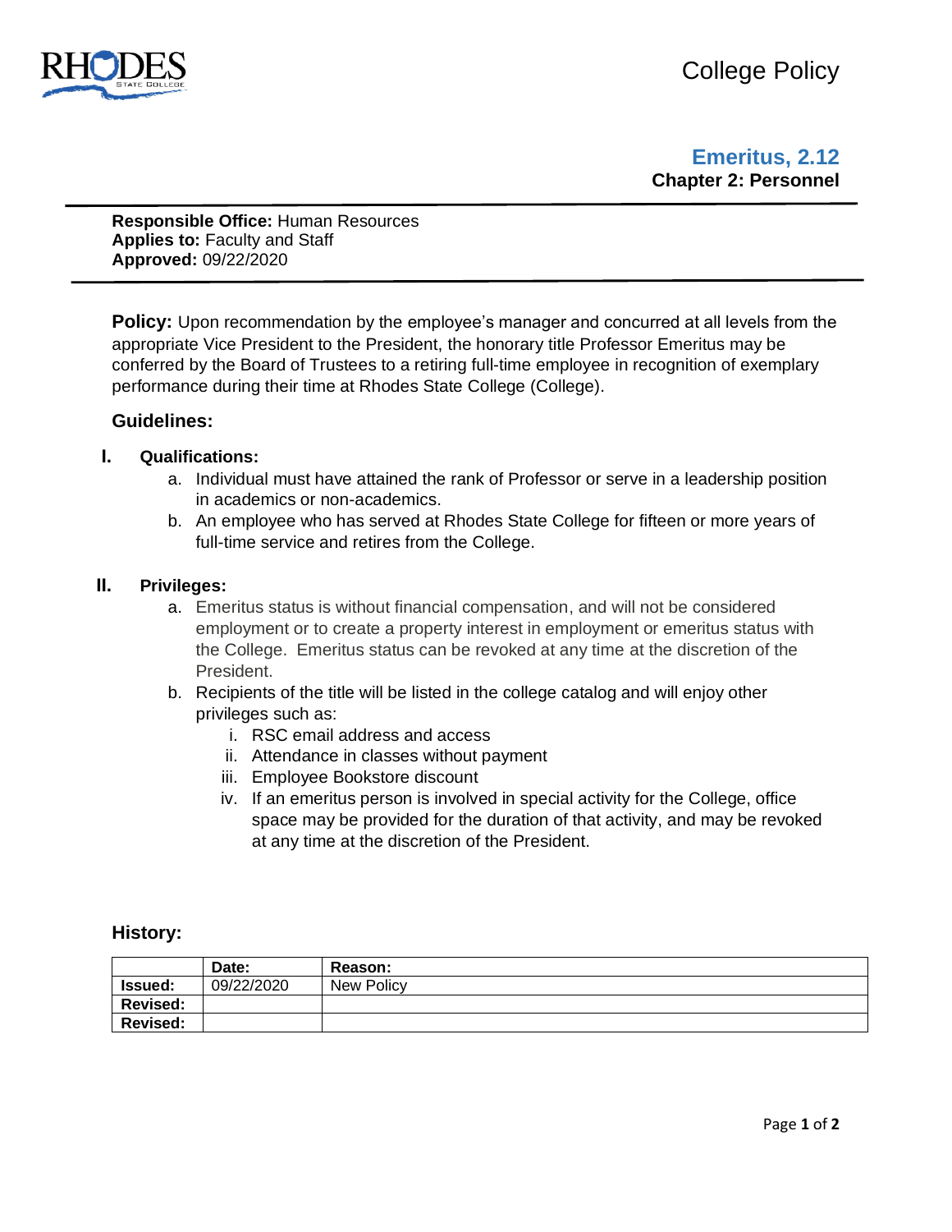College Policy

# Emeritus, 2.12

## Chapter 2: Personnel

**Responsible Office:** Human Resources
**Applies to:** Faculty and Staff
**Approved:** 09/22/2020

**Policy:** Upon recommendation by the employee's manager and concurred at all levels from the appropriate Vice President to the President, the honorary title Professor Emeritus may be conferred by the Board of Trustees to a retiring full-time employee in recognition of exemplary performance during their time at Rhodes State College (College).

### Guidelines:

**I. Qualifications:**

a. Individual must have attained the rank of Professor or serve in a leadership position in academics or non-academics.

b. An employee who has served at Rhodes State College for fifteen or more years of full-time service and retires from the College.

**II. Privileges:**

a. Emeritus status is without financial compensation, and will not be considered employment or to create a property interest in employment or emeritus status with the College. Emeritus status can be revoked at any time at the discretion of the President.

b. Recipients of the title will be listed in the college catalog and will enjoy other privileges such as:

   i. RSC email address and access

   ii. Attendance in classes without payment

   iii. Employee Bookstore discount

   iv. If an emeritus person is involved in special activity for the College, office space may be provided for the duration of that activity, and may be revoked at any time at the discretion of the President.

### History:

| | Date: | Reason: |
|---|---|---|
| **Issued:** | 09/22/2020 | New Policy |
| **Revised:** | | |
| **Revised:** | | |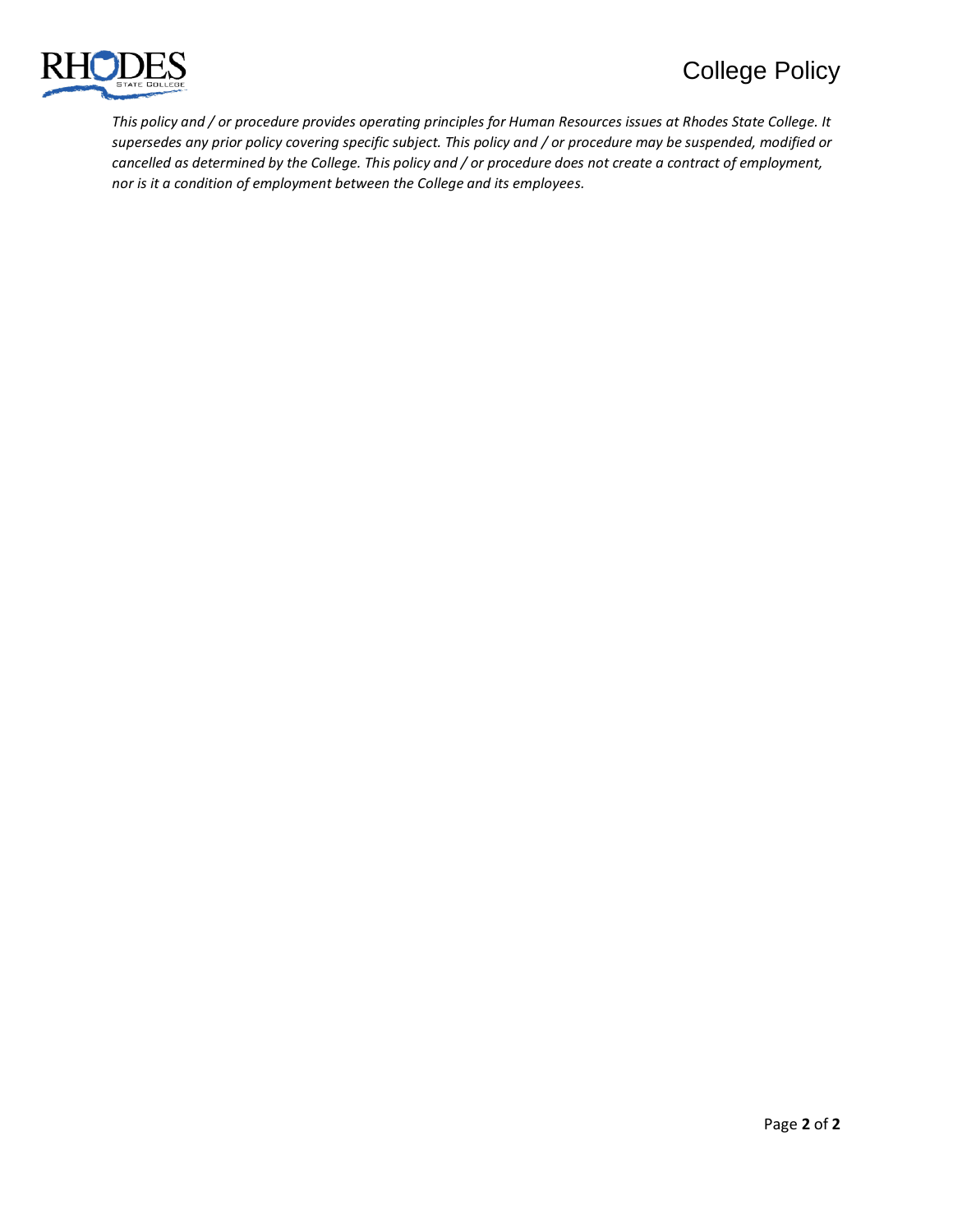*This policy and / or procedure provides operating principles for Human Resources issues at Rhodes State College. It supersedes any prior policy covering specific subject. This policy and / or procedure may be suspended, modified or cancelled as determined by the College. This policy and / or procedure does not create a contract of employment, nor is it a condition of employment between the College and its employees.*